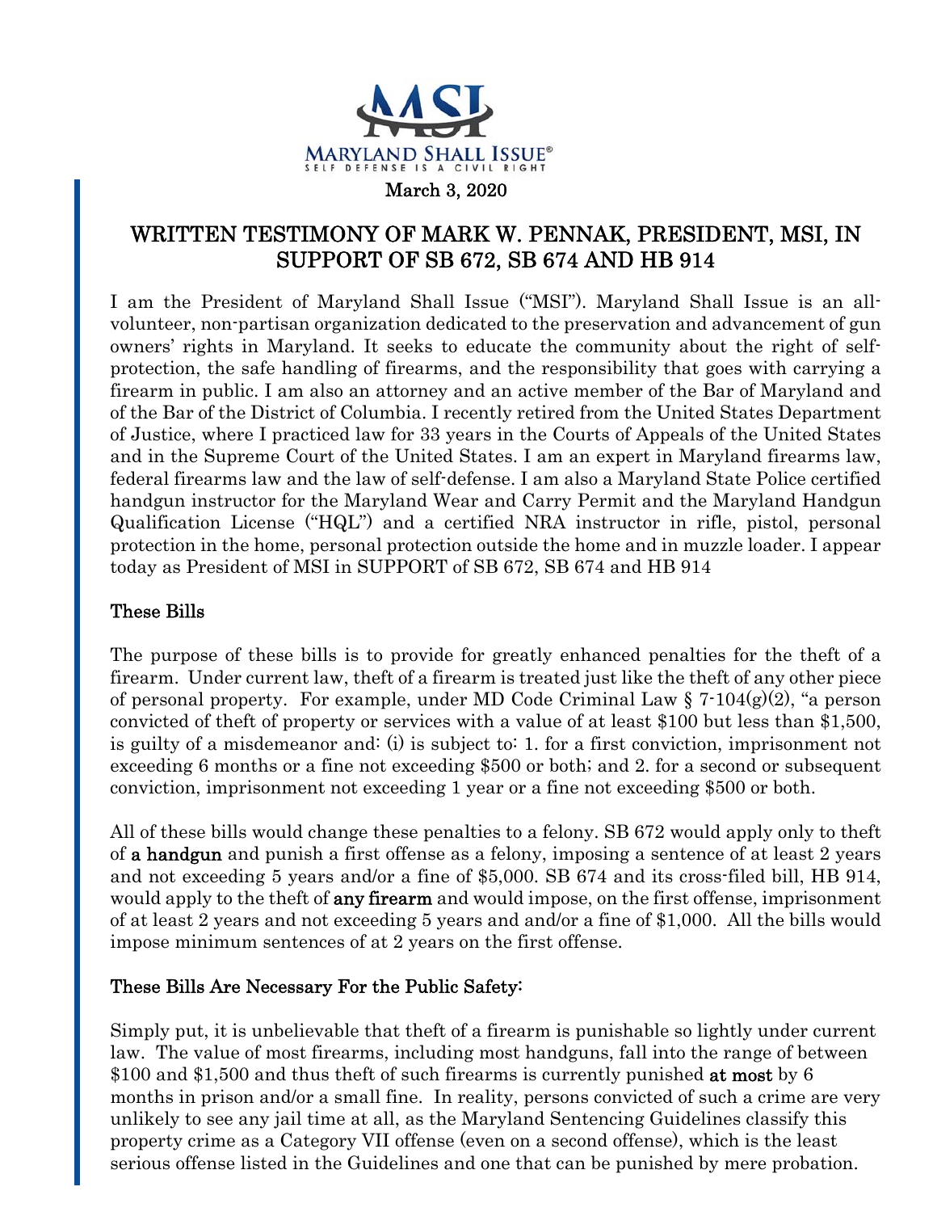MARYLAND SHALL ISSUE®
SELF DEFENSE IS A CIVIL RIGHT

March 3, 2020

## WRITTEN TESTIMONY OF MARK W. PENNAK, PRESIDENT, MSI, IN SUPPORT OF SB 672, SB 674 AND HB 914

I am the President of Maryland Shall Issue ("MSI"). Maryland Shall Issue is an all-volunteer, non-partisan organization dedicated to the preservation and advancement of gun owners' rights in Maryland. It seeks to educate the community about the right of self-protection, the safe handling of firearms, and the responsibility that goes with carrying a firearm in public. I am also an attorney and an active member of the Bar of Maryland and of the Bar of the District of Columbia. I recently retired from the United States Department of Justice, where I practiced law for 33 years in the Courts of Appeals of the United States and in the Supreme Court of the United States. I am an expert in Maryland firearms law, federal firearms law and the law of self-defense. I am also a Maryland State Police certified handgun instructor for the Maryland Wear and Carry Permit and the Maryland Handgun Qualification License ("HQL") and a certified NRA instructor in rifle, pistol, personal protection in the home, personal protection outside the home and in muzzle loader. I appear today as President of MSI in SUPPORT of SB 672, SB 674 and HB 914

### These Bills

The purpose of these bills is to provide for greatly enhanced penalties for the theft of a firearm. Under current law, theft of a firearm is treated just like the theft of any other piece of personal property. For example, under MD Code Criminal Law § 7-104(g)(2), "a person convicted of theft of property or services with a value of at least $100 but less than $1,500, is guilty of a misdemeanor and: (i) is subject to: 1. for a first conviction, imprisonment not exceeding 6 months or a fine not exceeding $500 or both; and 2. for a second or subsequent conviction, imprisonment not exceeding 1 year or a fine not exceeding $500 or both.

All of these bills would change these penalties to a felony. SB 672 would apply only to theft of **a handgun** and punish a first offense as a felony, imposing a sentence of at least 2 years and not exceeding 5 years and/or a fine of $5,000. SB 674 and its cross-filed bill, HB 914, would apply to the theft of **any firearm** and would impose, on the first offense, imprisonment of at least 2 years and not exceeding 5 years and and/or a fine of $1,000. All the bills would impose minimum sentences of at 2 years on the first offense.

### These Bills Are Necessary For the Public Safety:

Simply put, it is unbelievable that theft of a firearm is punishable so lightly under current law. The value of most firearms, including most handguns, fall into the range of between $100 and $1,500 and thus theft of such firearms is currently punished **at most** by 6 months in prison and/or a small fine. In reality, persons convicted of such a crime are very unlikely to see any jail time at all, as the Maryland Sentencing Guidelines classify this property crime as a Category VII offense (even on a second offense), which is the least serious offense listed in the Guidelines and one that can be punished by mere probation.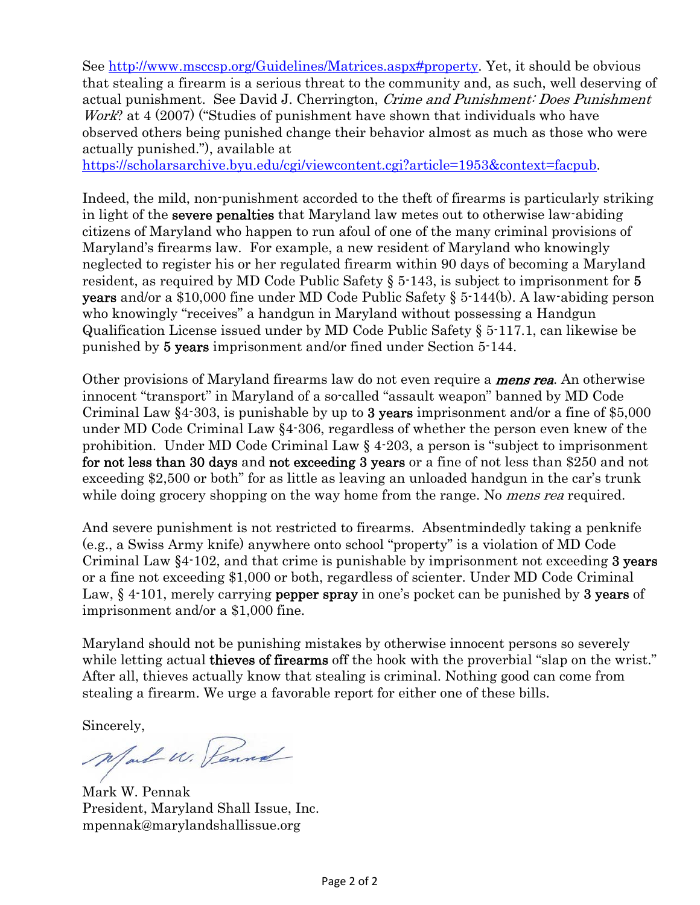See http://www.msccsp.org/Guidelines/Matrices.aspx#property. Yet, it should be obvious that stealing a firearm is a serious threat to the community and, as such, well deserving of actual punishment. See David J. Cherrington, *Crime and Punishment: Does Punishment Work*? at 4 (2007) ("Studies of punishment have shown that individuals who have observed others being punished change their behavior almost as much as those who were actually punished."), available at https://scholarsarchive.byu.edu/cgi/viewcontent.cgi?article=1953&context=facpub.

Indeed, the mild, non-punishment accorded to the theft of firearms is particularly striking in light of the **severe penalties** that Maryland law metes out to otherwise law-abiding citizens of Maryland who happen to run afoul of one of the many criminal provisions of Maryland's firearms law. For example, a new resident of Maryland who knowingly neglected to register his or her regulated firearm within 90 days of becoming a Maryland resident, as required by MD Code Public Safety § 5-143, is subject to imprisonment for **5 years** and/or a $10,000 fine under MD Code Public Safety § 5-144(b). A law-abiding person who knowingly "receives" a handgun in Maryland without possessing a Handgun Qualification License issued under by MD Code Public Safety § 5-117.1, can likewise be punished by **5 years** imprisonment and/or fined under Section 5-144.

Other provisions of Maryland firearms law do not even require a ***mens rea***. An otherwise innocent "transport" in Maryland of a so-called "assault weapon" banned by MD Code Criminal Law §4-303, is punishable by up to **3 years** imprisonment and/or a fine of $5,000 under MD Code Criminal Law §4-306, regardless of whether the person even knew of the prohibition. Under MD Code Criminal Law § 4-203, a person is "subject to imprisonment **for not less than 30 days** and **not exceeding 3 years** or a fine of not less than $250 and not exceeding $2,500 or both" for as little as leaving an unloaded handgun in the car's trunk while doing grocery shopping on the way home from the range. No *mens rea* required.

And severe punishment is not restricted to firearms. Absentmindedly taking a penknife (e.g., a Swiss Army knife) anywhere onto school "property" is a violation of MD Code Criminal Law §4-102, and that crime is punishable by imprisonment not exceeding **3 years** or a fine not exceeding $1,000 or both, regardless of scienter. Under MD Code Criminal Law, § 4-101, merely carrying **pepper spray** in one's pocket can be punished by **3 years** of imprisonment and/or a $1,000 fine.

Maryland should not be punishing mistakes by otherwise innocent persons so severely while letting actual **thieves of firearms** off the hook with the proverbial "slap on the wrist." After all, thieves actually know that stealing is criminal. Nothing good can come from stealing a firearm. We urge a favorable report for either one of these bills.

Sincerely,

Mark W. Pennak
President, Maryland Shall Issue, Inc.
mpennak@marylandshallissue.org